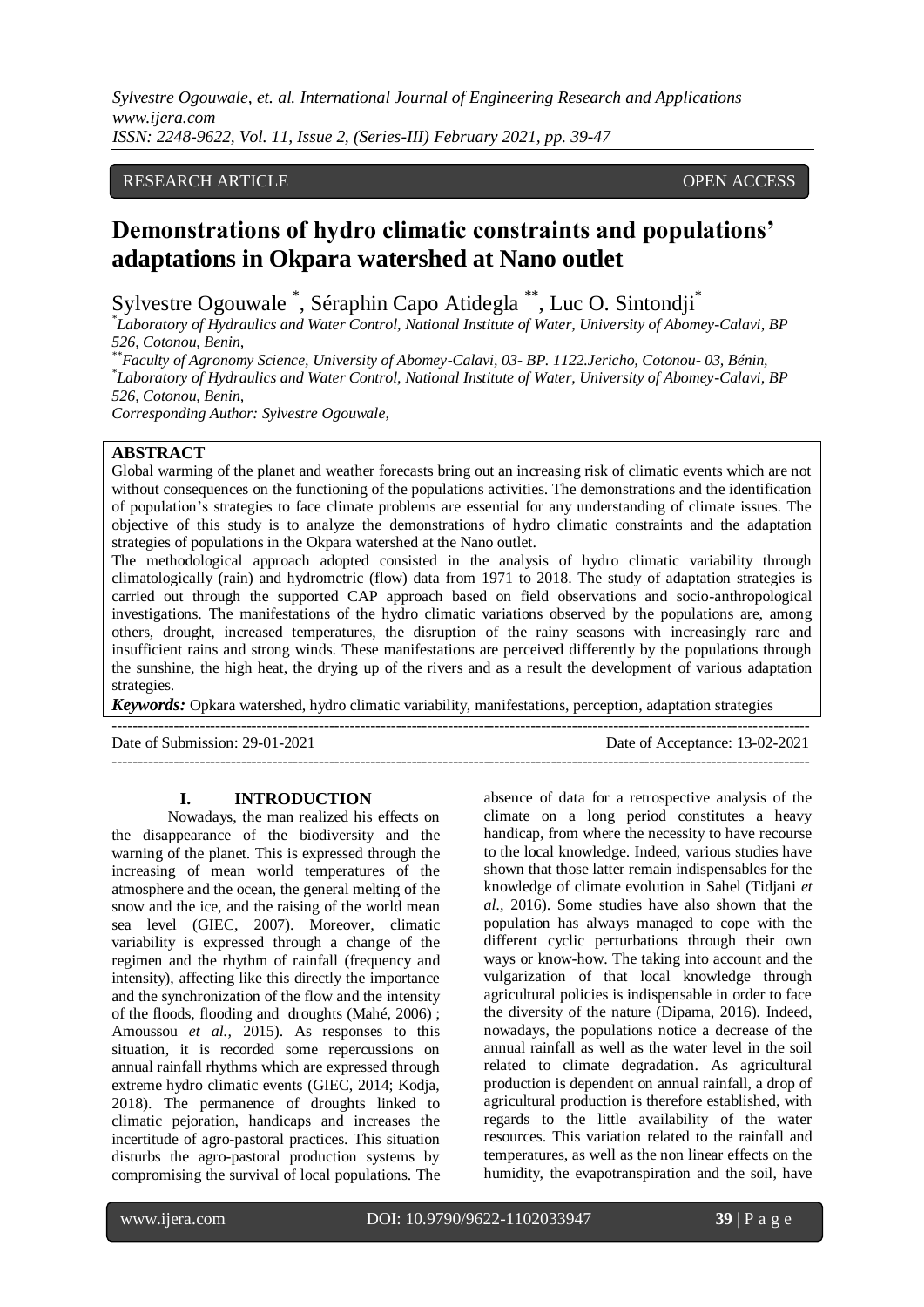RESEARCH ARTICLE OPEN ACCESS

# Demonstrations of hydro climatic constraints and populations' adaptations in Okpara watershed at Nano outlet

Sylvestre Ogouwale [*], Séraphin Capo Atidegla [**], Luc O. Sintondji[*]

[*]*Laboratory of Hydraulics and Water Control, National Institute of Water, University of Abomey-Calavi, BP 526, Cotonou, Benin,*

[**]*Faculty of Agronomy Science, University of Abomey-Calavi, 03- BP. 1122.Jericho, Cotonou- 03, Bénin,*

[*]*Laboratory of Hydraulics and Water Control, National Institute of Water, University of Abomey-Calavi, BP 526, Cotonou, Benin,*

*Corresponding Author: Sylvestre Ogouwale,*

## ABSTRACT

Global warming of the planet and weather forecasts bring out an increasing risk of climatic events which are not without consequences on the functioning of the populations activities. The demonstrations and the identification of population's strategies to face climate problems are essential for any understanding of climate issues. The objective of this study is to analyze the demonstrations of hydro climatic constraints and the adaptation strategies of populations in the Okpara watershed at the Nano outlet.

The methodological approach adopted consisted in the analysis of hydro climatic variability through climatologically (rain) and hydrometric (flow) data from 1971 to 2018. The study of adaptation strategies is carried out through the supported CAP approach based on field observations and socio-anthropological investigations. The manifestations of the hydro climatic variations observed by the populations are, among others, drought, increased temperatures, the disruption of the rainy seasons with increasingly rare and insufficient rains and strong winds. These manifestations are perceived differently by the populations through the sunshine, the high heat, the drying up of the rivers and as a result the development of various adaptation strategies.

***Keywords:*** Opkara watershed, hydro climatic variability, manifestations, perception, adaptation strategies

---

Date of Submission: 29-01-2021 Date of Acceptance: 13-02-2021

---

## I. INTRODUCTION

Nowadays, the man realized his effects on the disappearance of the biodiversity and the warning of the planet. This is expressed through the increasing of mean world temperatures of the atmosphere and the ocean, the general melting of the snow and the ice, and the raising of the world mean sea level (GIEC, 2007). Moreover, climatic variability is expressed through a change of the regimen and the rhythm of rainfall (frequency and intensity), affecting like this directly the importance and the synchronization of the flow and the intensity of the floods, flooding and droughts (Mahé, 2006) ; Amoussou *et al.,* 2015). As responses to this situation, it is recorded some repercussions on annual rainfall rhythms which are expressed through extreme hydro climatic events (GIEC, 2014; Kodja, 2018). The permanence of droughts linked to climatic pejoration, handicaps and increases the incertitude of agro-pastoral practices. This situation disturbs the agro-pastoral production systems by compromising the survival of local populations. The absence of data for a retrospective analysis of the climate on a long period constitutes a heavy handicap, from where the necessity to have recourse to the local knowledge. Indeed, various studies have shown that those latter remain indispensables for the knowledge of climate evolution in Sahel (Tidjani *et al.,* 2016). Some studies have also shown that the population has always managed to cope with the different cyclic perturbations through their own ways or know-how. The taking into account and the vulgarization of that local knowledge through agricultural policies is indispensable in order to face the diversity of the nature (Dipama, 2016). Indeed, nowadays, the populations notice a decrease of the annual rainfall as well as the water level in the soil related to climate degradation. As agricultural production is dependent on annual rainfall, a drop of agricultural production is therefore established, with regards to the little availability of the water resources. This variation related to the rainfall and temperatures, as well as the non linear effects on the humidity, the evapotranspiration and the soil, have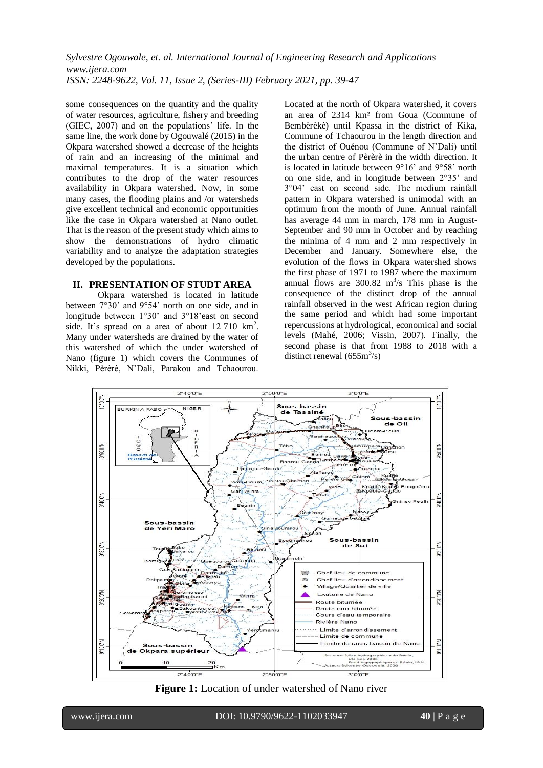some consequences on the quantity and the quality of water resources, agriculture, fishery and breeding (GIEC, 2007) and on the populations' life. In the same line, the work done by Ogouwalé (2015) in the Okpara watershed showed a decrease of the heights of rain and an increasing of the minimal and maximal temperatures. It is a situation which contributes to the drop of the water resources availability in Okpara watershed. Now, in some many cases, the flooding plains and /or watersheds give excellent technical and economic opportunities like the case in Okpara watershed at Nano outlet. That is the reason of the present study which aims to show the demonstrations of hydro climatic variability and to analyze the adaptation strategies developed by the populations.

## II. PRESENTATION OF STUDT AREA

Okpara watershed is located in latitude between 7°30' and 9°54' north on one side, and in longitude between 1°30' and 3°18'east on second side. It's spread on a area of about 12 710 km². Many under watersheds are drained by the water of this watershed of which the under watershed of Nano (figure 1) which covers the Communes of Nikki, Pèrèrè, N'Dali, Parakou and Tchaourou. Located at the north of Okpara watershed, it covers an area of 2314 km² from Goua (Commune of Bembèrèkè) until Kpassa in the district of Kika, Commune of Tchaourou in the length direction and the district of Ouénou (Commune of N'Dali) until the urban centre of Pèrèrè in the width direction. It is located in latitude between 9°16' and 9°58' north on one side, and in longitude between 2°35' and 3°04' east on second side. The medium rainfall pattern in Okpara watershed is unimodal with an optimum from the month of June. Annual rainfall has average 44 mm in march, 178 mm in August-September and 90 mm in October and by reaching the minima of 4 mm and 2 mm respectively in December and January. Somewhere else, the evolution of the flows in Okpara watershed shows the first phase of 1971 to 1987 where the maximum annual flows are 300.82 $m^3/s$ This phase is the consequence of the distinct drop of the annual rainfall observed in the west African region during the same period and which had some important repercussions at hydrological, economical and social levels (Mahé, 2006; Vissin, 2007). Finally, the second phase is that from 1988 to 2018 with a distinct renewal (655$m^3/s$)

**Figure 1:** Location of under watershed of Nano river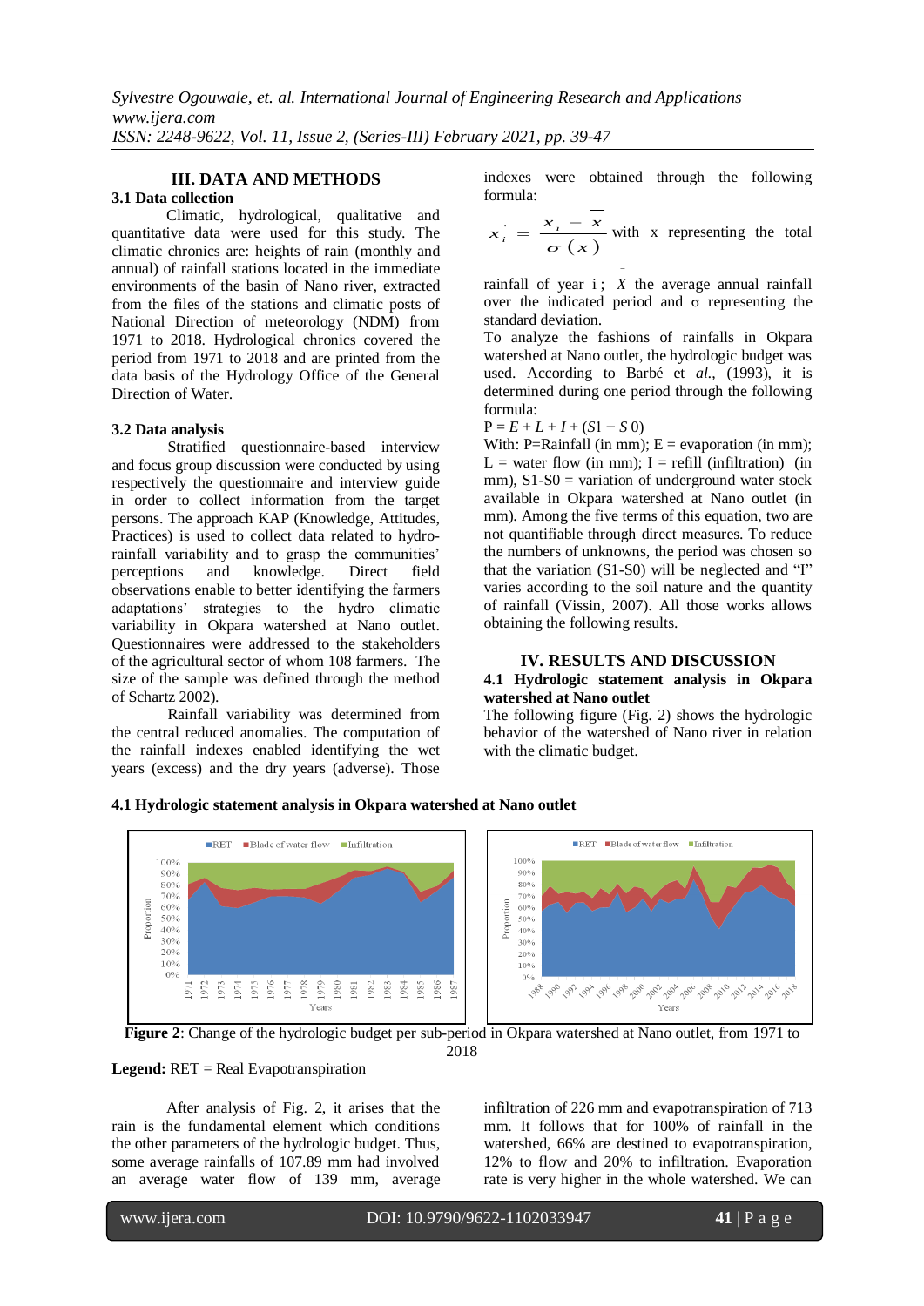## III. DATA AND METHODS

### 3.1 Data collection

Climatic, hydrological, qualitative and quantitative data were used for this study. The climatic chronics are: heights of rain (monthly and annual) of rainfall stations located in the immediate environments of the basin of Nano river, extracted from the files of the stations and climatic posts of National Direction of meteorology (NDM) from 1971 to 2018. Hydrological chronics covered the period from 1971 to 2018 and are printed from the data basis of the Hydrology Office of the General Direction of Water.

### 3.2 Data analysis

Stratified questionnaire-based interview and focus group discussion were conducted by using respectively the questionnaire and interview guide in order to collect information from the target persons. The approach KAP (Knowledge, Attitudes, Practices) is used to collect data related to hydro-rainfall variability and to grasp the communities' perceptions and knowledge. Direct field observations enable to better identifying the farmers adaptations' strategies to the hydro climatic variability in Okpara watershed at Nano outlet. Questionnaires were addressed to the stakeholders of the agricultural sector of whom 108 farmers. The size of the sample was defined through the method of Schartz 2002).

Rainfall variability was determined from the central reduced anomalies. The computation of the rainfall indexes enabled identifying the wet years (excess) and the dry years (adverse). Those indexes were obtained through the following formula:

$$x_i' = \frac{x_i - \overline{x}}{\sigma(x)}$$

with x representing the total rainfall of year i ; $\bar{X}$ the average annual rainfall over the indicated period and σ representing the standard deviation.

To analyze the fashions of rainfalls in Okpara watershed at Nano outlet, the hydrologic budget was used. According to Barbé et *al.,* (1993), it is determined during one period through the following formula:

$P = E + L + I + (S1 - S0)$

With: P=Rainfall (in mm); E = evaporation (in mm); L = water flow (in mm); I = refill (infiltration) (in mm), S1-S0 = variation of underground water stock available in Okpara watershed at Nano outlet (in mm). Among the five terms of this equation, two are not quantifiable through direct measures. To reduce the numbers of unknowns, the period was chosen so that the variation (S1-S0) will be neglected and "I" varies according to the soil nature and the quantity of rainfall (Vissin, 2007). All those works allows obtaining the following results.

## IV. RESULTS AND DISCUSSION

### 4.1 Hydrologic statement analysis in Okpara watershed at Nano outlet

The following figure (Fig. 2) shows the hydrologic behavior of the watershed of Nano river in relation with the climatic budget.

**4.1 Hydrologic statement analysis in Okpara watershed at Nano outlet**

**Figure 2**: Change of the hydrologic budget per sub-period in Okpara watershed at Nano outlet, from 1971 to 2018

**Legend:** RET = Real Evapotranspiration

After analysis of Fig. 2, it arises that the rain is the fundamental element which conditions the other parameters of the hydrologic budget. Thus, some average rainfalls of 107.89 mm had involved an average water flow of 139 mm, average infiltration of 226 mm and evapotranspiration of 713 mm. It follows that for 100% of rainfall in the watershed, 66% are destined to evapotranspiration, 12% to flow and 20% to infiltration. Evaporation rate is very higher in the whole watershed. We can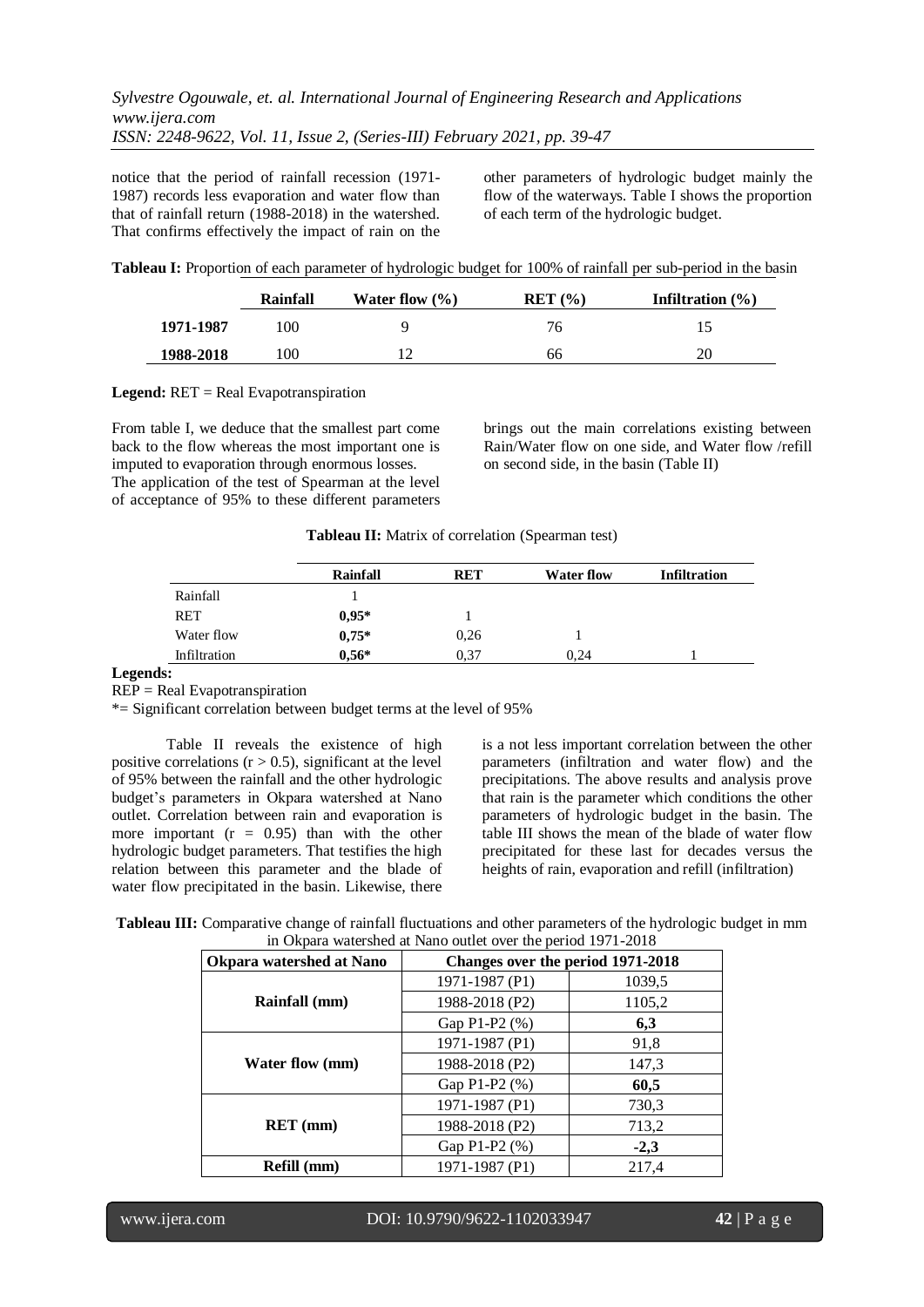notice that the period of rainfall recession (1971-1987) records less evaporation and water flow than that of rainfall return (1988-2018) in the watershed. That confirms effectively the impact of rain on the other parameters of hydrologic budget mainly the flow of the waterways. Table I shows the proportion of each term of the hydrologic budget.

**Tableau I:** Proportion of each parameter of hydrologic budget for 100% of rainfall per sub-period in the basin

| | Rainfall | Water flow (%) | RET (%) | Infiltration (%) |
|---|---|---|---|---|
| **1971-1987** | 100 | 9 | 76 | 15 |
| **1988-2018** | 100 | 12 | 66 | 20 |

**Legend:** RET = Real Evapotranspiration

From table I, we deduce that the smallest part come back to the flow whereas the most important one is imputed to evaporation through enormous losses.
The application of the test of Spearman at the level of acceptance of 95% to these different parameters brings out the main correlations existing between Rain/Water flow on one side, and Water flow /refill on second side, in the basin (Table II)

**Tableau II:** Matrix of correlation (Spearman test)

| | Rainfall | RET | Water flow | Infiltration |
|---|---|---|---|---|
| Rainfall | 1 | | | |
| RET | **0,95*** | 1 | | |
| Water flow | **0,75*** | 0,26 | 1 | |
| Infiltration | **0,56*** | 0,37 | 0,24 | 1 |

**Legends:**
REP = Real Evapotranspiration
*= Significant correlation between budget terms at the level of 95%

Table II reveals the existence of high positive correlations ($r > 0.5$), significant at the level of 95% between the rainfall and the other hydrologic budget's parameters in Okpara watershed at Nano outlet. Correlation between rain and evaporation is more important ($r = 0.95$) than with the other hydrologic budget parameters. That testifies the high relation between this parameter and the blade of water flow precipitated in the basin. Likewise, there is a not less important correlation between the other parameters (infiltration and water flow) and the precipitations. The above results and analysis prove that rain is the parameter which conditions the other parameters of hydrologic budget in the basin. The table III shows the mean of the blade of water flow precipitated for these last for decades versus the heights of rain, evaporation and refill (infiltration)

**Tableau III:** Comparative change of rainfall fluctuations and other parameters of the hydrologic budget in mm in Okpara watershed at Nano outlet over the period 1971-2018

| Okpara watershed at Nano | Changes over the period 1971-2018 | |
|---|---|---|
| **Rainfall (mm)** | 1971-1987 (P1) | 1039,5 |
| | 1988-2018 (P2) | 1105,2 |
| | Gap P1-P2 (%) | **6,3** |
| **Water flow (mm)** | 1971-1987 (P1) | 91,8 |
| | 1988-2018 (P2) | 147,3 |
| | Gap P1-P2 (%) | **60,5** |
| **RET (mm)** | 1971-1987 (P1) | 730,3 |
| | 1988-2018 (P2) | 713,2 |
| | Gap P1-P2 (%) | **-2,3** |
| **Refill (mm)** | 1971-1987 (P1) | 217,4 |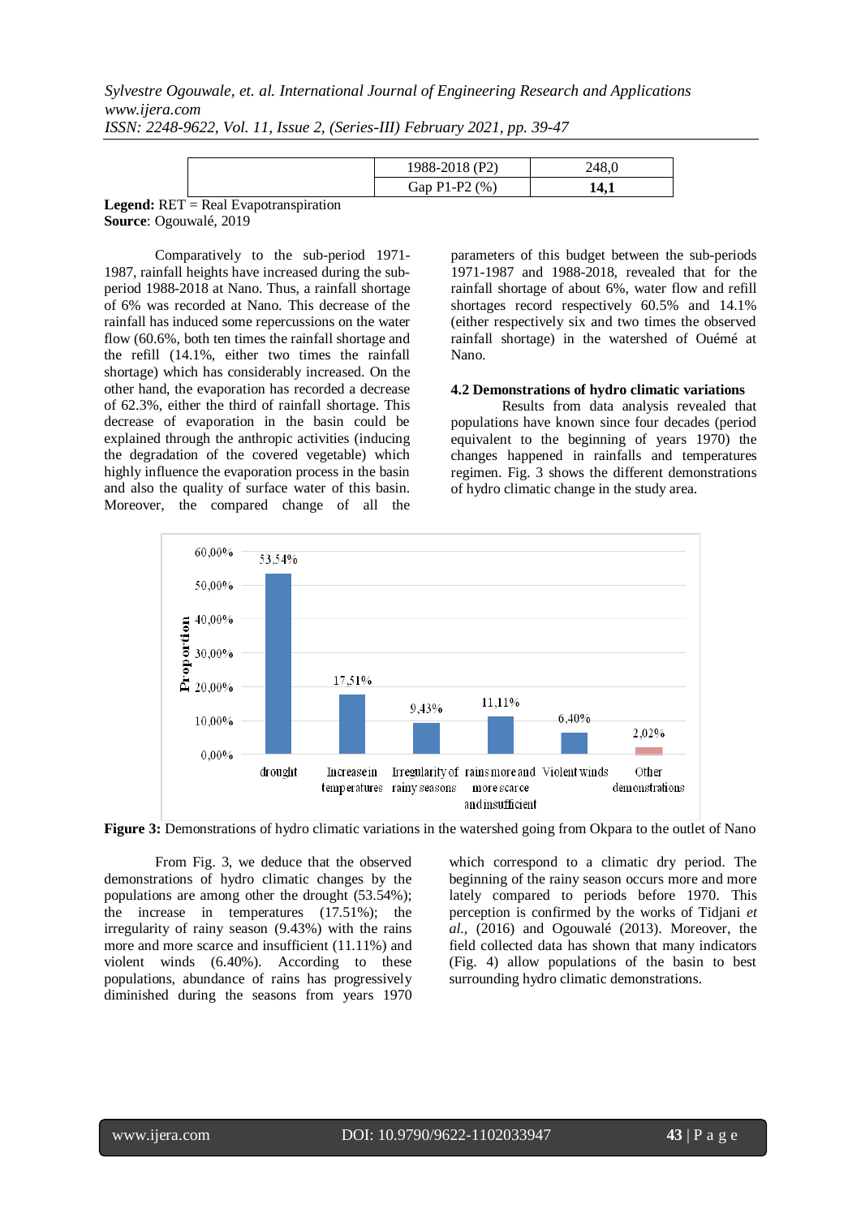| | 1988-2018 (P2) | 248,0 |
|---|---|---|
| | Gap P1-P2 (%) | **14,1** |

**Legend:** RET = Real Evapotranspiration
**Source**: Ogouwalé, 2019

Comparatively to the sub-period 1971-1987, rainfall heights have increased during the sub-period 1988-2018 at Nano. Thus, a rainfall shortage of 6% was recorded at Nano. This decrease of the rainfall has induced some repercussions on the water flow (60.6%, both ten times the rainfall shortage and the refill (14.1%, either two times the rainfall shortage) which has considerably increased. On the other hand, the evaporation has recorded a decrease of 62.3%, either the third of rainfall shortage. This decrease of evaporation in the basin could be explained through the anthropic activities (inducing the degradation of the covered vegetable) which highly influence the evaporation process in the basin and also the quality of surface water of this basin. Moreover, the compared change of all the parameters of this budget between the sub-periods 1971-1987 and 1988-2018, revealed that for the rainfall shortage of about 6%, water flow and refill shortages record respectively 60.5% and 14.1% (either respectively six and two times the observed rainfall shortage) in the watershed of Ouémé at Nano.

### 4.2 Demonstrations of hydro climatic variations

Results from data analysis revealed that populations have known since four decades (period equivalent to the beginning of years 1970) the changes happened in rainfalls and temperatures regimen. Fig. 3 shows the different demonstrations of hydro climatic change in the study area.

| Demonstration | Proportion |
|---|---|
| drought | 53,54% |
| Increase in temperatures | 17,51% |
| Irregularity of rainy seasons | 9,43% |
| rains more and more scarce and insufficient | 11,11% |
| Violent winds | 6,40% |
| Other demonstrations | 2,02% |

**Figure 3:** Demonstrations of hydro climatic variations in the watershed going from Okpara to the outlet of Nano

From Fig. 3, we deduce that the observed demonstrations of hydro climatic changes by the populations are among other the drought (53.54%); the increase in temperatures (17.51%); the irregularity of rainy season (9.43%) with the rains more and more scarce and insufficient (11.11%) and violent winds (6.40%). According to these populations, abundance of rains has progressively diminished during the seasons from years 1970 which correspond to a climatic dry period. The beginning of the rainy season occurs more and more lately compared to periods before 1970. This perception is confirmed by the works of Tidjani *et al.*, (2016) and Ogouwalé (2013). Moreover, the field collected data has shown that many indicators (Fig. 4) allow populations of the basin to best surrounding hydro climatic demonstrations.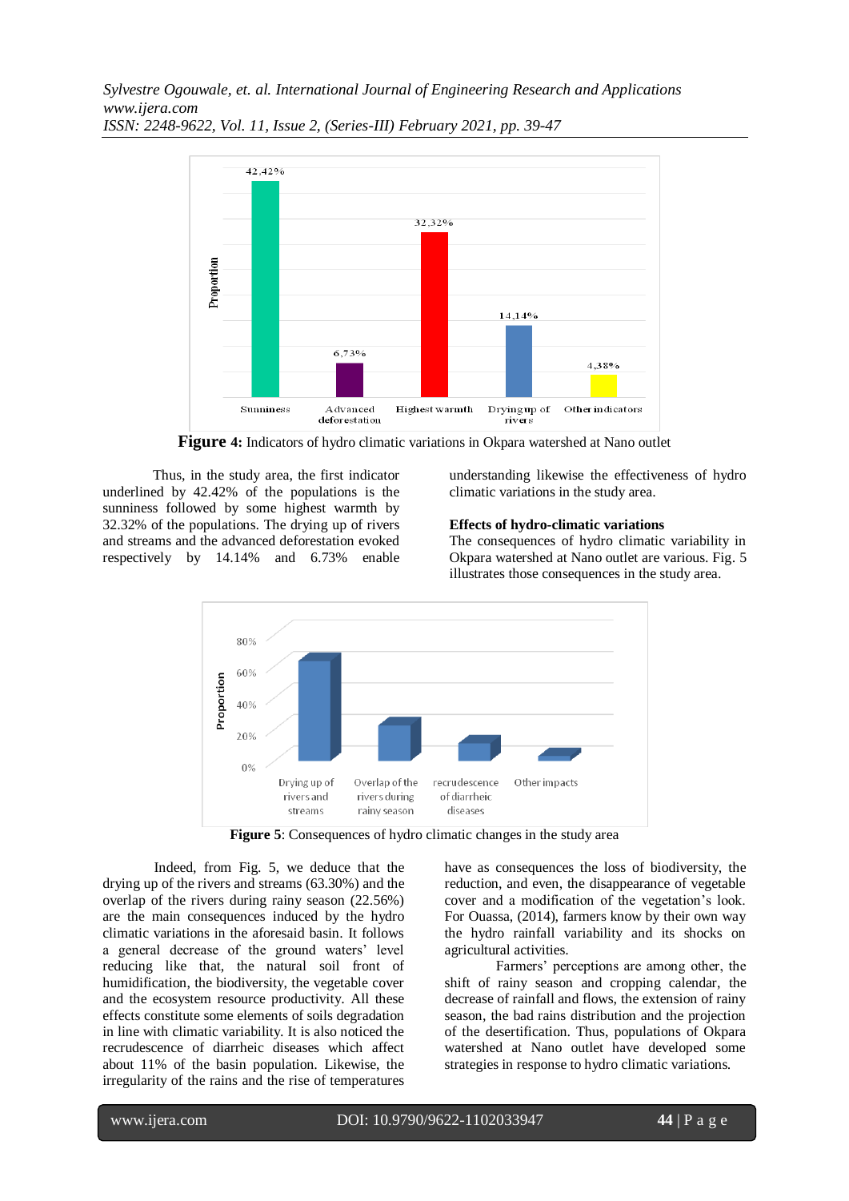**Figure 4:** Indicators of hydro climatic variations in Okpara watershed at Nano outlet

Thus, in the study area, the first indicator underlined by 42.42% of the populations is the sunniness followed by some highest warmth by 32.32% of the populations. The drying up of rivers and streams and the advanced deforestation evoked respectively by 14.14% and 6.73% enable understanding likewise the effectiveness of hydro climatic variations in the study area.

**Effects of hydro-climatic variations**

The consequences of hydro climatic variability in Okpara watershed at Nano outlet are various. Fig. 5 illustrates those consequences in the study area.

**Figure 5**: Consequences of hydro climatic changes in the study area

Indeed, from Fig. 5, we deduce that the drying up of the rivers and streams (63.30%) and the overlap of the rivers during rainy season (22.56%) are the main consequences induced by the hydro climatic variations in the aforesaid basin. It follows a general decrease of the ground waters' level reducing like that, the natural soil front of humidification, the biodiversity, the vegetable cover and the ecosystem resource productivity. All these effects constitute some elements of soils degradation in line with climatic variability. It is also noticed the recrudescence of diarrheic diseases which affect about 11% of the basin population. Likewise, the irregularity of the rains and the rise of temperatures have as consequences the loss of biodiversity, the reduction, and even, the disappearance of vegetable cover and a modification of the vegetation's look. For Ouassa, (2014), farmers know by their own way the hydro rainfall variability and its shocks on agricultural activities.

Farmers' perceptions are among other, the shift of rainy season and cropping calendar, the decrease of rainfall and flows, the extension of rainy season, the bad rains distribution and the projection of the desertification. Thus, populations of Okpara watershed at Nano outlet have developed some strategies in response to hydro climatic variations.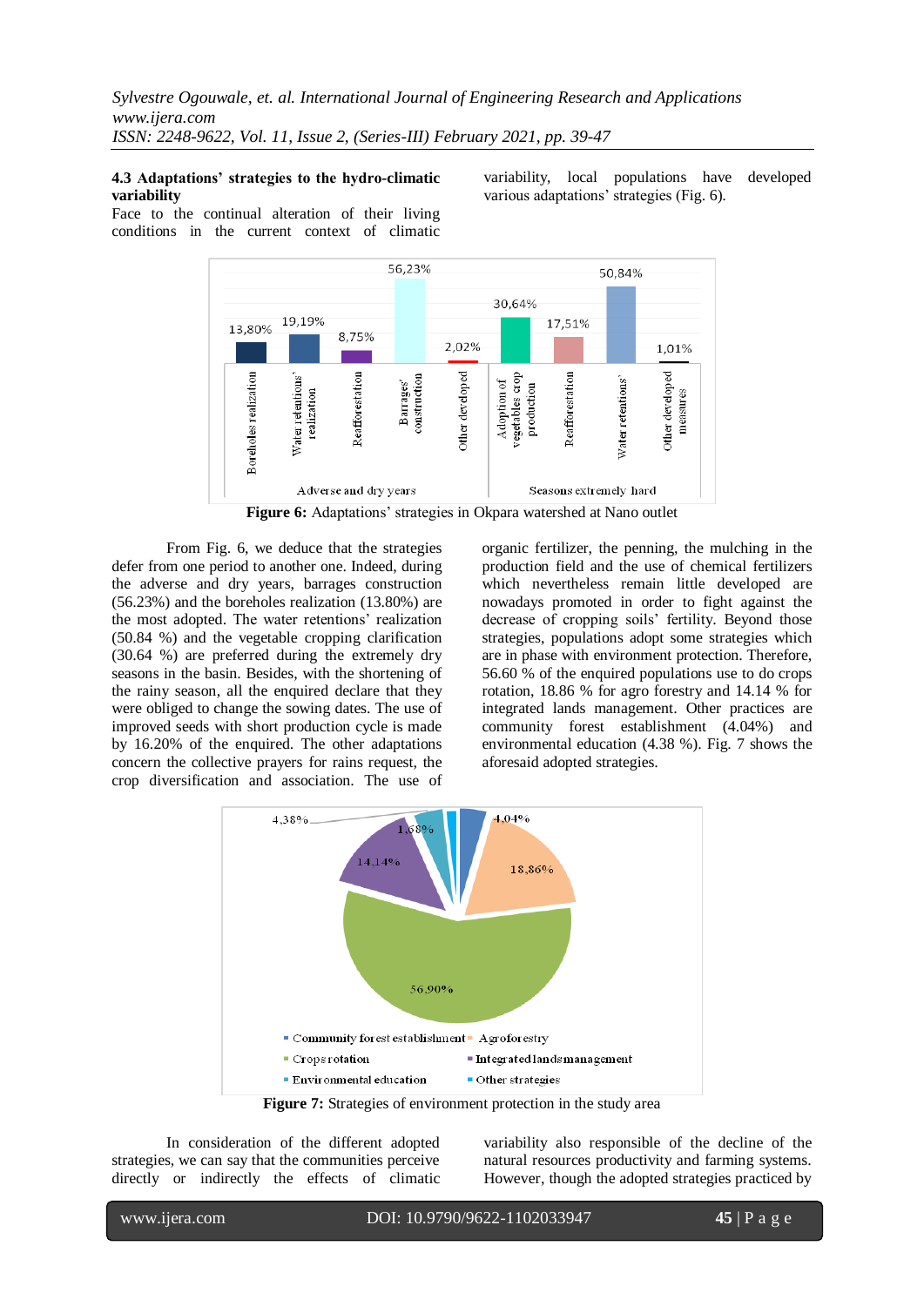**4.3 Adaptations' strategies to the hydro-climatic variability**

Face to the continual alteration of their living conditions in the current context of climatic variability, local populations have developed various adaptations' strategies (Fig. 6).

**Figure 6:** Adaptations' strategies in Okpara watershed at Nano outlet

From Fig. 6, we deduce that the strategies defer from one period to another one. Indeed, during the adverse and dry years, barrages construction (56.23%) and the boreholes realization (13.80%) are the most adopted. The water retentions' realization (50.84 %) and the vegetable cropping clarification (30.64 %) are preferred during the extremely dry seasons in the basin. Besides, with the shortening of the rainy season, all the enquired declare that they were obliged to change the sowing dates. The use of improved seeds with short production cycle is made by 16.20% of the enquired. The other adaptations concern the collective prayers for rains request, the crop diversification and association. The use of organic fertilizer, the penning, the mulching in the production field and the use of chemical fertilizers which nevertheless remain little developed are nowadays promoted in order to fight against the decrease of cropping soils' fertility. Beyond those strategies, populations adopt some strategies which are in phase with environment protection. Therefore, 56.60 % of the enquired populations use to do crops rotation, 18.86 % for agro forestry and 14.14 % for integrated lands management. Other practices are community forest establishment (4.04%) and environmental education (4.38 %). Fig. 7 shows the aforesaid adopted strategies.

**Figure 7:** Strategies of environment protection in the study area

In consideration of the different adopted strategies, we can say that the communities perceive directly or indirectly the effects of climatic variability also responsible of the decline of the natural resources productivity and farming systems. However, though the adopted strategies practiced by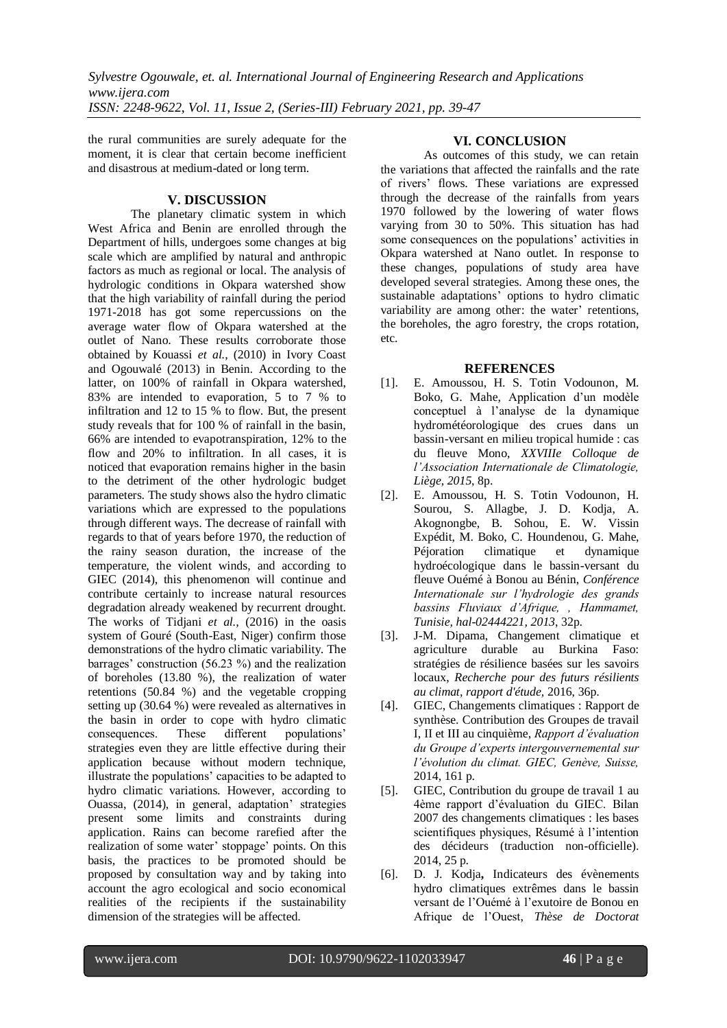the rural communities are surely adequate for the moment, it is clear that certain become inefficient and disastrous at medium-dated or long term.

## V. DISCUSSION

The planetary climatic system in which West Africa and Benin are enrolled through the Department of hills, undergoes some changes at big scale which are amplified by natural and anthropic factors as much as regional or local. The analysis of hydrologic conditions in Okpara watershed show that the high variability of rainfall during the period 1971-2018 has got some repercussions on the average water flow of Okpara watershed at the outlet of Nano. These results corroborate those obtained by Kouassi *et al.*, (2010) in Ivory Coast and Ogouwalé (2013) in Benin. According to the latter, on 100% of rainfall in Okpara watershed, 83% are intended to evaporation, 5 to 7 % to infiltration and 12 to 15 % to flow. But, the present study reveals that for 100 % of rainfall in the basin, 66% are intended to evapotranspiration, 12% to the flow and 20% to infiltration. In all cases, it is noticed that evaporation remains higher in the basin to the detriment of the other hydrologic budget parameters. The study shows also the hydro climatic variations which are expressed to the populations through different ways. The decrease of rainfall with regards to that of years before 1970, the reduction of the rainy season duration, the increase of the temperature, the violent winds, and according to GIEC (2014), this phenomenon will continue and contribute certainly to increase natural resources degradation already weakened by recurrent drought. The works of Tidjani *et al.*, (2016) in the oasis system of Gouré (South-East, Niger) confirm those demonstrations of the hydro climatic variability. The barrages' construction (56.23 %) and the realization of boreholes (13.80 %), the realization of water retentions (50.84 %) and the vegetable cropping setting up (30.64 %) were revealed as alternatives in the basin in order to cope with hydro climatic consequences. These different populations' strategies even they are little effective during their application because without modern technique, illustrate the populations' capacities to be adapted to hydro climatic variations. However, according to Ouassa, (2014), in general, adaptation' strategies present some limits and constraints during application. Rains can become rarefied after the realization of some water' stoppage' points. On this basis, the practices to be promoted should be proposed by consultation way and by taking into account the agro ecological and socio economical realities of the recipients if the sustainability dimension of the strategies will be affected.

## VI. CONCLUSION

As outcomes of this study, we can retain the variations that affected the rainfalls and the rate of rivers' flows. These variations are expressed through the decrease of the rainfalls from years 1970 followed by the lowering of water flows varying from 30 to 50%. This situation has had some consequences on the populations' activities in Okpara watershed at Nano outlet. In response to these changes, populations of study area have developed several strategies. Among these ones, the sustainable adaptations' options to hydro climatic variability are among other: the water' retentions, the boreholes, the agro forestry, the crops rotation, etc.

## REFERENCES

[1]. E. Amoussou, H. S. Totin Vodounon, M. Boko, G. Mahe, Application d'un modèle conceptuel à l'analyse de la dynamique hydrométéorologique des crues dans un bassin-versant en milieu tropical humide : cas du fleuve Mono, *XXVIIIe Colloque de l'Association Internationale de Climatologie, Liège, 2015*, 8p.

[2]. E. Amoussou, H. S. Totin Vodounon, H. Sourou, S. Allagbe, J. D. Kodja, A. Akognongbe, B. Sohou, E. W. Vissin Expédit, M. Boko, C. Houndenou, G. Mahe, Péjoration climatique et dynamique hydroécologique dans le bassin-versant du fleuve Ouémé à Bonou au Bénin, *Conférence Internationale sur l'hydrologie des grands bassins Fluviaux d'Afrique, , Hammamet, Tunisie, hal-02444221, 2013*, 32p.

[3]. J-M. Dipama, Changement climatique et agriculture durable au Burkina Faso: stratégies de résilience basées sur les savoirs locaux, *Recherche pour des futurs résilients au climat, rapport d'étude,* 2016, 36p.

[4]. GIEC, Changements climatiques : Rapport de synthèse. Contribution des Groupes de travail I, II et III au cinquième, *Rapport d'évaluation du Groupe d'experts intergouvernemental sur l'évolution du climat. GIEC, Genève, Suisse,* 2014, 161 p.

[5]. GIEC, Contribution du groupe de travail 1 au 4ème rapport d'évaluation du GIEC. Bilan 2007 des changements climatiques : les bases scientifiques physiques, Résumé à l'intention des décideurs (traduction non-officielle). 2014, 25 p.

[6]. D. J. Kodja**,** Indicateurs des évènements hydro climatiques extrêmes dans le bassin versant de l'Ouémé à l'exutoire de Bonou en Afrique de l'Ouest, *Thèse de Doctorat*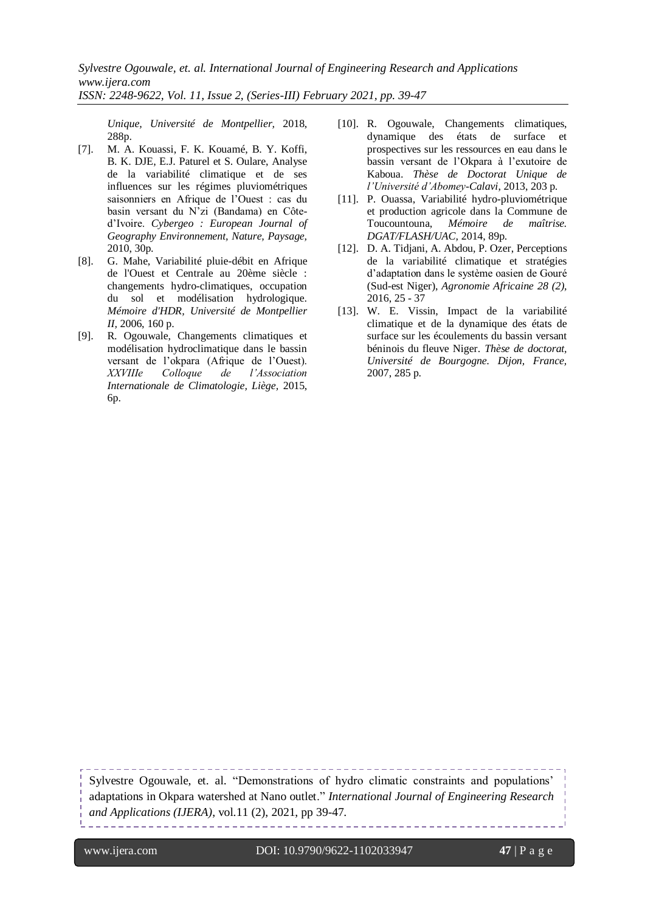*Unique, Université de Montpellier,* 2018, 288p.

[7]. M. A. Kouassi, F. K. Kouamé, B. Y. Koffi, B. K. DJE, E.J. Paturel et S. Oulare, Analyse de la variabilité climatique et de ses influences sur les régimes pluviométriques saisonniers en Afrique de l'Ouest : cas du basin versant du N'zi (Bandama) en Côte-d'Ivoire. *Cybergeo : European Journal of Geography Environnement, Nature, Paysage,* 2010, 30p.

[8]. G. Mahe, Variabilité pluie-débit en Afrique de l'Ouest et Centrale au 20ème siècle : changements hydro-climatiques, occupation du sol et modélisation hydrologique. *Mémoire d'HDR, Université de Montpellier II,* 2006, 160 p.

[9]. R. Ogouwale, Changements climatiques et modélisation hydroclimatique dans le bassin versant de l'okpara (Afrique de l'Ouest). *XXVIIIe Colloque de l'Association Internationale de Climatologie, Liège,* 2015, 6p.

[10]. R. Ogouwale, Changements climatiques, dynamique des états de surface et prospectives sur les ressources en eau dans le bassin versant de l'Okpara à l'exutoire de Kaboua. *Thèse de Doctorat Unique de l'Université d'Abomey-Calavi,* 2013, 203 p.

[11]. P. Ouassa, Variabilité hydro-pluviométrique et production agricole dans la Commune de Toucountouna, *Mémoire de maîtrise. DGAT/FLASH/UAC,* 2014, 89p.

[12]. D. A. Tidjani, A. Abdou, P. Ozer, Perceptions de la variabilité climatique et stratégies d'adaptation dans le système oasien de Gouré (Sud-est Niger), *Agronomie Africaine 28 (2),* 2016, 25 - 37

[13]. W. E. Vissin, Impact de la variabilité climatique et de la dynamique des états de surface sur les écoulements du bassin versant béninois du fleuve Niger. *Thèse de doctorat, Université de Bourgogne. Dijon, France,* 2007, 285 p.

Sylvestre Ogouwale, et. al. "Demonstrations of hydro climatic constraints and populations' adaptations in Okpara watershed at Nano outlet." *International Journal of Engineering Research and Applications (IJERA),* vol.11 (2), 2021, pp 39-47.